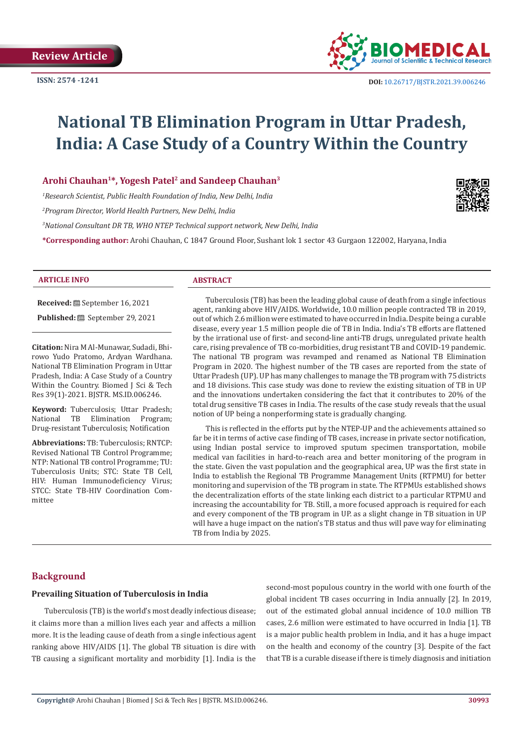Review Article

ISSN: 2574 -1241

DOI: 10.26717/BJSTR.2021.39.006246

# National TB Elimination Program in Uttar Pradesh, India: A Case Study of a Country Within the Country

**Arohi Chauhan[1]*, Yogesh Patel[2] and Sandeep Chauhan[3]**

*[1]Research Scientist, Public Health Foundation of India, New Delhi, India*

*[2]Program Director, World Health Partners, New Delhi, India*

*[3]National Consultant DR TB, WHO NTEP Technical support network, New Delhi, India*

***Corresponding author:** Arohi Chauhan, C 1847 Ground Floor, Sushant lok 1 sector 43 Gurgaon 122002, Haryana, India

### ARTICLE INFO

**Received:** September 16, 2021

**Published:** September 29, 2021

**Citation:** Nira M Al-Munawar, Sudadi, Bhirowo Yudo Pratomo, Ardyan Wardhana. National TB Elimination Program in Uttar Pradesh, India: A Case Study of a Country Within the Country. Biomed J Sci & Tech Res 39(1)-2021. BJSTR. MS.ID.006246.

**Keyword:** Tuberculosis; Uttar Pradesh; National TB Elimination Program; Drug-resistant Tuberculosis; Notification

**Abbreviations:** TB: Tuberculosis; RNTCP: Revised National TB Control Programme; NTP: National TB control Programme; TU: Tuberculosis Units; STC: State TB Cell, HIV: Human Immunodeficiency Virus; STCC: State TB-HIV Coordination Committee

### ABSTRACT

Tuberculosis (TB) has been the leading global cause of death from a single infectious agent, ranking above HIV/AIDS. Worldwide, 10.0 million people contracted TB in 2019, out of which 2.6 million were estimated to have occurred in India. Despite being a curable disease, every year 1.5 million people die of TB in India. India's TB efforts are flattened by the irrational use of first- and second-line anti-TB drugs, unregulated private health care, rising prevalence of TB co-morbidities, drug resistant TB and COVID-19 pandemic. The national TB program was revamped and renamed as National TB Elimination Program in 2020. The highest number of the TB cases are reported from the state of Uttar Pradesh (UP). UP has many challenges to manage the TB program with 75 districts and 18 divisions. This case study was done to review the existing situation of TB in UP and the innovations undertaken considering the fact that it contributes to 20% of the total drug sensitive TB cases in India. The results of the case study reveals that the usual notion of UP being a nonperforming state is gradually changing.

This is reflected in the efforts put by the NTEP-UP and the achievements attained so far be it in terms of active case finding of TB cases, increase in private sector notification, using Indian postal service to improved sputum specimen transportation, mobile medical van facilities in hard-to-reach area and better monitoring of the program in the state. Given the vast population and the geographical area, UP was the first state in India to establish the Regional TB Programme Management Units (RTPMU) for better monitoring and supervision of the TB program in state. The RTPMUs established shows the decentralization efforts of the state linking each district to a particular RTPMU and increasing the accountability for TB. Still, a more focused approach is required for each and every component of the TB program in UP. as a slight change in TB situation in UP will have a huge impact on the nation's TB status and thus will pave way for eliminating TB from India by 2025.

## Background

### Prevailing Situation of Tuberculosis in India

Tuberculosis (TB) is the world's most deadly infectious disease; it claims more than a million lives each year and affects a million more. It is the leading cause of death from a single infectious agent ranking above HIV/AIDS [1]. The global TB situation is dire with TB causing a significant mortality and morbidity [1]. India is the second-most populous country in the world with one fourth of the global incident TB cases occurring in India annually [2]. In 2019, out of the estimated global annual incidence of 10.0 million TB cases, 2.6 million were estimated to have occurred in India [1]. TB is a major public health problem in India, and it has a huge impact on the health and economy of the country [3]. Despite of the fact that TB is a curable disease if there is timely diagnosis and initiation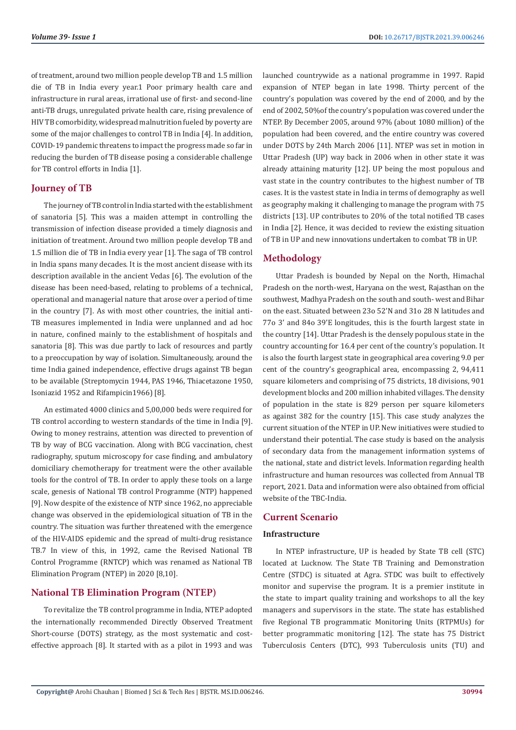of treatment, around two million people develop TB and 1.5 million die of TB in India every year.1 Poor primary health care and infrastructure in rural areas, irrational use of first- and second-line anti-TB drugs, unregulated private health care, rising prevalence of HIV TB comorbidity, widespread malnutrition fueled by poverty are some of the major challenges to control TB in India [4]. In addition, COVID-19 pandemic threatens to impact the progress made so far in reducing the burden of TB disease posing a considerable challenge for TB control efforts in India [1].

## Journey of TB

The journey of TB control in India started with the establishment of sanatoria [5]. This was a maiden attempt in controlling the transmission of infection disease provided a timely diagnosis and initiation of treatment. Around two million people develop TB and 1.5 million die of TB in India every year [1]. The saga of TB control in India spans many decades. It is the most ancient disease with its description available in the ancient Vedas [6]. The evolution of the disease has been need-based, relating to problems of a technical, operational and managerial nature that arose over a period of time in the country [7]. As with most other countries, the initial anti-TB measures implemented in India were unplanned and ad hoc in nature, confined mainly to the establishment of hospitals and sanatoria [8]. This was due partly to lack of resources and partly to a preoccupation by way of isolation. Simultaneously, around the time India gained independence, effective drugs against TB began to be available (Streptomycin 1944, PAS 1946, Thiacetazone 1950, Isoniazid 1952 and Rifampicin1966) [8].

An estimated 4000 clinics and 5,00,000 beds were required for TB control according to western standards of the time in India [9]. Owing to money restrains, attention was directed to prevention of TB by way of BCG vaccination. Along with BCG vaccination, chest radiography, sputum microscopy for case finding, and ambulatory domiciliary chemotherapy for treatment were the other available tools for the control of TB. In order to apply these tools on a large scale, genesis of National TB control Programme (NTP) happened [9]. Now despite of the existence of NTP since 1962, no appreciable change was observed in the epidemiological situation of TB in the country. The situation was further threatened with the emergence of the HIV-AIDS epidemic and the spread of multi-drug resistance TB.7 In view of this, in 1992, came the Revised National TB Control Programme (RNTCP) which was renamed as National TB Elimination Program (NTEP) in 2020 [8,10].

## National TB Elimination Program (NTEP)

To revitalize the TB control programme in India, NTEP adopted the internationally recommended Directly Observed Treatment Short-course (DOTS) strategy, as the most systematic and cost-effective approach [8]. It started with as a pilot in 1993 and was launched countrywide as a national programme in 1997. Rapid expansion of NTEP began in late 1998. Thirty percent of the country's population was covered by the end of 2000, and by the end of 2002, 50%of the country's population was covered under the NTEP. By December 2005, around 97% (about 1080 million) of the population had been covered, and the entire country was covered under DOTS by 24th March 2006 [11]. NTEP was set in motion in Uttar Pradesh (UP) way back in 2006 when in other state it was already attaining maturity [12]. UP being the most populous and vast state in the country contributes to the highest number of TB cases. It is the vastest state in India in terms of demography as well as geography making it challenging to manage the program with 75 districts [13]. UP contributes to 20% of the total notified TB cases in India [2]. Hence, it was decided to review the existing situation of TB in UP and new innovations undertaken to combat TB in UP.

## Methodology

Uttar Pradesh is bounded by Nepal on the North, Himachal Pradesh on the north-west, Haryana on the west, Rajasthan on the southwest, Madhya Pradesh on the south and south- west and Bihar on the east. Situated between 23o 52'N and 31o 28 N latitudes and 77o 3' and 84o 39'E longitudes, this is the fourth largest state in the country [14]. Uttar Pradesh is the densely populous state in the country accounting for 16.4 per cent of the country's population. It is also the fourth largest state in geographical area covering 9.0 per cent of the country's geographical area, encompassing 2, 94,411 square kilometers and comprising of 75 districts, 18 divisions, 901 development blocks and 200 million inhabited villages. The density of population in the state is 829 person per square kilometers as against 382 for the country [15]. This case study analyzes the current situation of the NTEP in UP. New initiatives were studied to understand their potential. The case study is based on the analysis of secondary data from the management information systems of the national, state and district levels. Information regarding health infrastructure and human resources was collected from Annual TB report, 2021. Data and information were also obtained from official website of the TBC-India.

## Current Scenario

### Infrastructure

In NTEP infrastructure, UP is headed by State TB cell (STC) located at Lucknow. The State TB Training and Demonstration Centre (STDC) is situated at Agra. STDC was built to effectively monitor and supervise the program. It is a premier institute in the state to impart quality training and workshops to all the key managers and supervisors in the state. The state has established five Regional TB programmatic Monitoring Units (RTPMUs) for better programmatic monitoring [12]. The state has 75 District Tuberculosis Centers (DTC), 993 Tuberculosis units (TU) and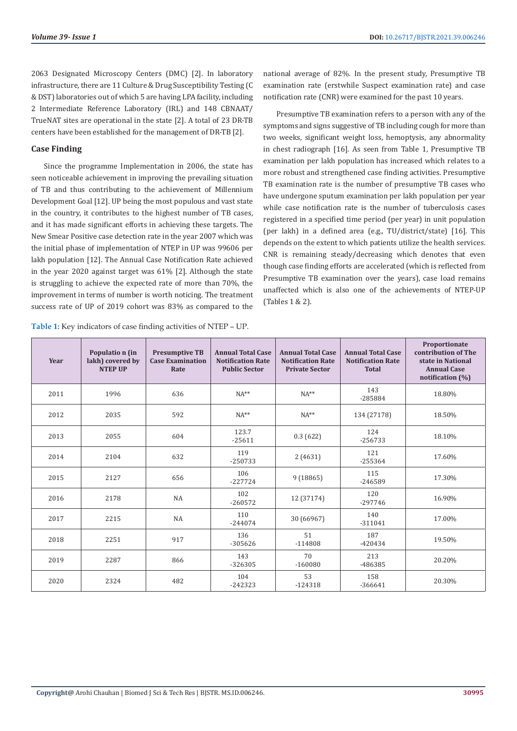2063 Designated Microscopy Centers (DMC) [2]. In laboratory infrastructure, there are 11 Culture & Drug Susceptibility Testing (C & DST) laboratories out of which 5 are having LPA facility, including 2 Intermediate Reference Laboratory (IRL) and 148 CBNAAT/ TrueNAT sites are operational in the state [2]. A total of 23 DR-TB centers have been established for the management of DR-TB [2].

### Case Finding

Since the programme Implementation in 2006, the state has seen noticeable achievement in improving the prevailing situation of TB and thus contributing to the achievement of Millennium Development Goal [12]. UP being the most populous and vast state in the country, it contributes to the highest number of TB cases, and it has made significant efforts in achieving these targets. The New Smear Positive case detection rate in the year 2007 which was the initial phase of implementation of NTEP in UP was 99606 per lakh population [12]. The Annual Case Notification Rate achieved in the year 2020 against target was 61% [2]. Although the state is struggling to achieve the expected rate of more than 70%, the improvement in terms of number is worth noticing. The treatment success rate of UP of 2019 cohort was 83% as compared to the national average of 82%. In the present study, Presumptive TB examination rate (erstwhile Suspect examination rate) and case notification rate (CNR) were examined for the past 10 years.

Presumptive TB examination refers to a person with any of the symptoms and signs suggestive of TB including cough for more than two weeks, significant weight loss, hemoptysis, any abnormality in chest radiograph [16]. As seen from Table 1, Presumptive TB examination per lakh population has increased which relates to a more robust and strengthened case finding activities. Presumptive TB examination rate is the number of presumptive TB cases who have undergone sputum examination per lakh population per year while case notification rate is the number of tuberculosis cases registered in a specified time period (per year) in unit population (per lakh) in a defined area (e.g., TU/district/state) [16]. This depends on the extent to which patients utilize the health services. CNR is remaining steady/decreasing which denotes that even though case finding efforts are accelerated (which is reflected from Presumptive TB examination over the years), case load remains unaffected which is also one of the achievements of NTEP-UP (Tables 1 & 2).

**Table 1:** Key indicators of case finding activities of NTEP – UP.

| Year | Populatio n (in lakh) covered by NTEP UP | Presumptive TB Case Examination Rate | Annual Total Case Notification Rate Public Sector | Annual Total Case Notification Rate Private Sector | Annual Total Case Notification Rate Total | Proportionate contribution of The state in National Annual Case notification (%) |
|---|---|---|---|---|---|---|
| 2011 | 1996 | 636 | NA** | NA** | 143 -285884 | 18.80% |
| 2012 | 2035 | 592 | NA** | NA** | 134 (27178) | 18.50% |
| 2013 | 2055 | 604 | 123.7 -25611 | 0.3 (622) | 124 -256733 | 18.10% |
| 2014 | 2104 | 632 | 119 -250733 | 2 (4631) | 121 -255364 | 17.60% |
| 2015 | 2127 | 656 | 106 -227724 | 9 (18865) | 115 -246589 | 17.30% |
| 2016 | 2178 | NA | 102 -260572 | 12 (37174) | 120 -297746 | 16.90% |
| 2017 | 2215 | NA | 110 -244074 | 30 (66967) | 140 -311041 | 17.00% |
| 2018 | 2251 | 917 | 136 -305626 | 51 -114808 | 187 -420434 | 19.50% |
| 2019 | 2287 | 866 | 143 -326305 | 70 -160080 | 213 -486385 | 20.20% |
| 2020 | 2324 | 482 | 104 -242323 | 53 -124318 | 158 -366641 | 20.30% |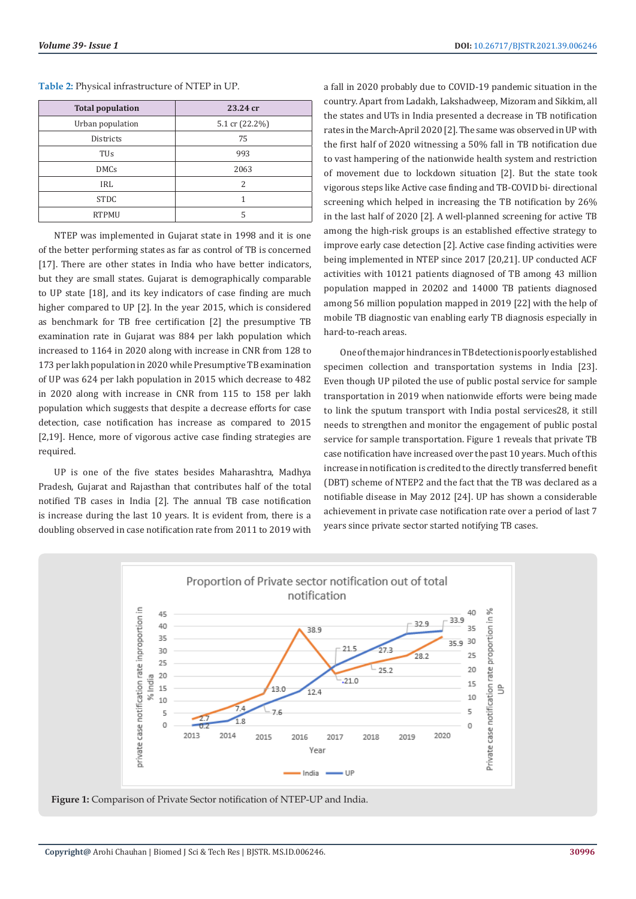**Table 2:** Physical infrastructure of NTEP in UP.

| Total population | 23.24 cr |
|---|---|
| Urban population | 5.1 cr (22.2%) |
| Districts | 75 |
| TUs | 993 |
| DMCs | 2063 |
| IRL | 2 |
| STDC | 1 |
| RTPMU | 5 |

NTEP was implemented in Gujarat state in 1998 and it is one of the better performing states as far as control of TB is concerned [17]. There are other states in India who have better indicators, but they are small states. Gujarat is demographically comparable to UP state [18], and its key indicators of case finding are much higher compared to UP [2]. In the year 2015, which is considered as benchmark for TB free certification [2] the presumptive TB examination rate in Gujarat was 884 per lakh population which increased to 1164 in 2020 along with increase in CNR from 128 to 173 per lakh population in 2020 while Presumptive TB examination of UP was 624 per lakh population in 2015 which decrease to 482 in 2020 along with increase in CNR from 115 to 158 per lakh population which suggests that despite a decrease efforts for case detection, case notification has increase as compared to 2015 [2,19]. Hence, more of vigorous active case finding strategies are required.

UP is one of the five states besides Maharashtra, Madhya Pradesh, Gujarat and Rajasthan that contributes half of the total notified TB cases in India [2]. The annual TB case notification is increase during the last 10 years. It is evident from, there is a doubling observed in case notification rate from 2011 to 2019 with a fall in 2020 probably due to COVID-19 pandemic situation in the country. Apart from Ladakh, Lakshadweep, Mizoram and Sikkim, all the states and UTs in India presented a decrease in TB notification rates in the March-April 2020 [2]. The same was observed in UP with the first half of 2020 witnessing a 50% fall in TB notification due to vast hampering of the nationwide health system and restriction of movement due to lockdown situation [2]. But the state took vigorous steps like Active case finding and TB-COVID bi- directional screening which helped in increasing the TB notification by 26% in the last half of 2020 [2]. A well-planned screening for active TB among the high-risk groups is an established effective strategy to improve early case detection [2]. Active case finding activities were being implemented in NTEP since 2017 [20,21]. UP conducted ACF activities with 10121 patients diagnosed of TB among 43 million population mapped in 20202 and 14000 TB patients diagnosed among 56 million population mapped in 2019 [22] with the help of mobile TB diagnostic van enabling early TB diagnosis especially in hard-to-reach areas.

One of the major hindrances in TB detection is poorly established specimen collection and transportation systems in India [23]. Even though UP piloted the use of public postal service for sample transportation in 2019 when nationwide efforts were being made to link the sputum transport with India postal services28, it still needs to strengthen and monitor the engagement of public postal service for sample transportation. Figure 1 reveals that private TB case notification have increased over the past 10 years. Much of this increase in notification is credited to the directly transferred benefit (DBT) scheme of NTEP2 and the fact that the TB was declared as a notifiable disease in May 2012 [24]. UP has shown a considerable achievement in private case notification rate over a period of last 7 years since private sector started notifying TB cases.

**Figure 1:** Comparison of Private Sector notification of NTEP-UP and India.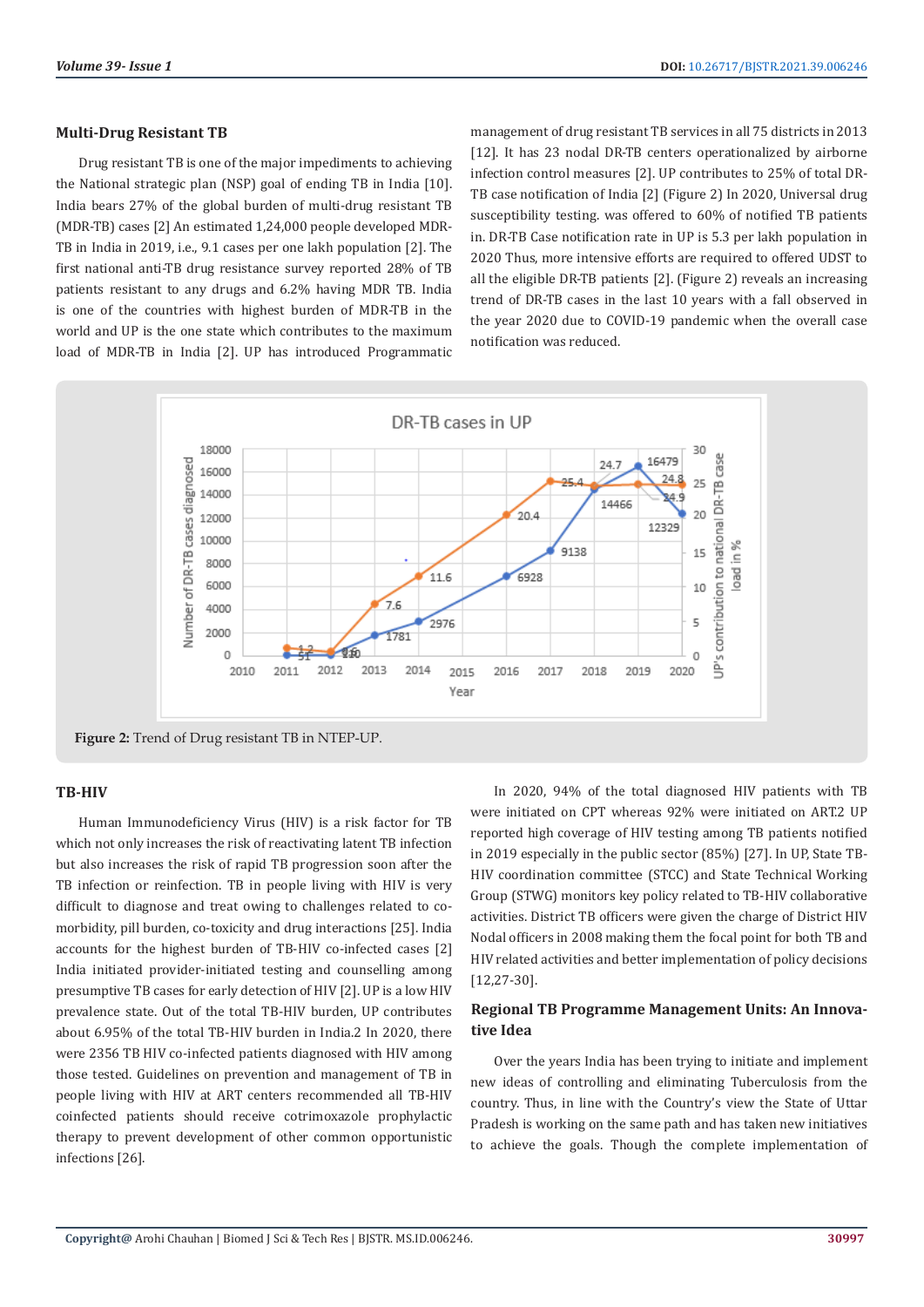### Multi-Drug Resistant TB

Drug resistant TB is one of the major impediments to achieving the National strategic plan (NSP) goal of ending TB in India [10]. India bears 27% of the global burden of multi-drug resistant TB (MDR-TB) cases [2] An estimated 1,24,000 people developed MDR-TB in India in 2019, i.e., 9.1 cases per one lakh population [2]. The first national anti-TB drug resistance survey reported 28% of TB patients resistant to any drugs and 6.2% having MDR TB. India is one of the countries with highest burden of MDR-TB in the world and UP is the one state which contributes to the maximum load of MDR-TB in India [2]. UP has introduced Programmatic management of drug resistant TB services in all 75 districts in 2013 [12]. It has 23 nodal DR-TB centers operationalized by airborne infection control measures [2]. UP contributes to 25% of total DR-TB case notification of India [2] (Figure 2) In 2020, Universal drug susceptibility testing. was offered to 60% of notified TB patients in. DR-TB Case notification rate in UP is 5.3 per lakh population in 2020 Thus, more intensive efforts are required to offered UDST to all the eligible DR-TB patients [2]. (Figure 2) reveals an increasing trend of DR-TB cases in the last 10 years with a fall observed in the year 2020 due to COVID-19 pandemic when the overall case notification was reduced.

**Figure 2:** Trend of Drug resistant TB in NTEP-UP.

### TB-HIV

Human Immunodeficiency Virus (HIV) is a risk factor for TB which not only increases the risk of reactivating latent TB infection but also increases the risk of rapid TB progression soon after the TB infection or reinfection. TB in people living with HIV is very difficult to diagnose and treat owing to challenges related to co-morbidity, pill burden, co-toxicity and drug interactions [25]. India accounts for the highest burden of TB-HIV co-infected cases [2] India initiated provider-initiated testing and counselling among presumptive TB cases for early detection of HIV [2]. UP is a low HIV prevalence state. Out of the total TB-HIV burden, UP contributes about 6.95% of the total TB-HIV burden in India.2 In 2020, there were 2356 TB HIV co-infected patients diagnosed with HIV among those tested. Guidelines on prevention and management of TB in people living with HIV at ART centers recommended all TB-HIV coinfected patients should receive cotrimoxazole prophylactic therapy to prevent development of other common opportunistic infections [26].

In 2020, 94% of the total diagnosed HIV patients with TB were initiated on CPT whereas 92% were initiated on ART.2 UP reported high coverage of HIV testing among TB patients notified in 2019 especially in the public sector (85%) [27]. In UP, State TB-HIV coordination committee (STCC) and State Technical Working Group (STWG) monitors key policy related to TB-HIV collaborative activities. District TB officers were given the charge of District HIV Nodal officers in 2008 making them the focal point for both TB and HIV related activities and better implementation of policy decisions [12,27-30].

### Regional TB Programme Management Units: An Innovative Idea

Over the years India has been trying to initiate and implement new ideas of controlling and eliminating Tuberculosis from the country. Thus, in line with the Country's view the State of Uttar Pradesh is working on the same path and has taken new initiatives to achieve the goals. Though the complete implementation of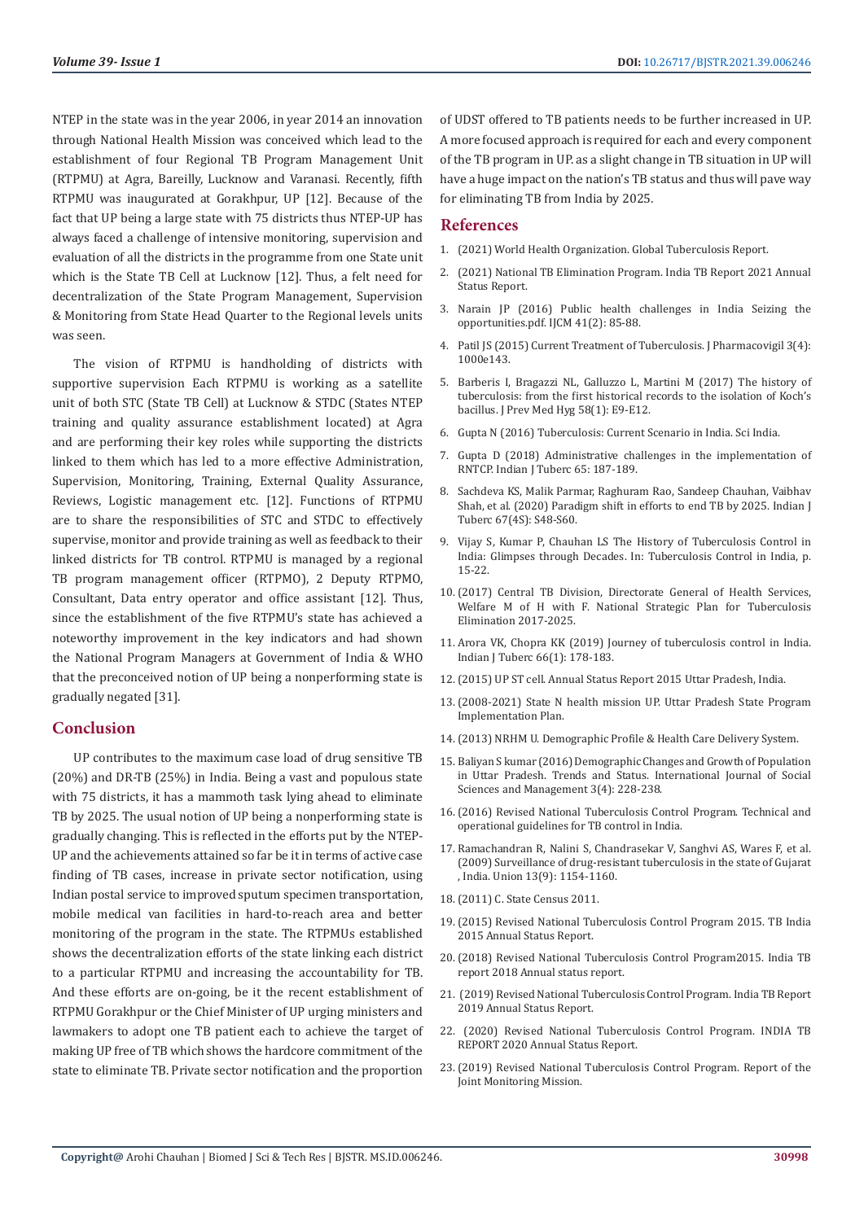NTEP in the state was in the year 2006, in year 2014 an innovation through National Health Mission was conceived which lead to the establishment of four Regional TB Program Management Unit (RTPMU) at Agra, Bareilly, Lucknow and Varanasi. Recently, fifth RTPMU was inaugurated at Gorakhpur, UP [12]. Because of the fact that UP being a large state with 75 districts thus NTEP-UP has always faced a challenge of intensive monitoring, supervision and evaluation of all the districts in the programme from one State unit which is the State TB Cell at Lucknow [12]. Thus, a felt need for decentralization of the State Program Management, Supervision & Monitoring from State Head Quarter to the Regional levels units was seen.

The vision of RTPMU is handholding of districts with supportive supervision Each RTPMU is working as a satellite unit of both STC (State TB Cell) at Lucknow & STDC (States NTEP training and quality assurance establishment located) at Agra and are performing their key roles while supporting the districts linked to them which has led to a more effective Administration, Supervision, Monitoring, Training, External Quality Assurance, Reviews, Logistic management etc. [12]. Functions of RTPMU are to share the responsibilities of STC and STDC to effectively supervise, monitor and provide training as well as feedback to their linked districts for TB control. RTPMU is managed by a regional TB program management officer (RTPMO), 2 Deputy RTPMO, Consultant, Data entry operator and office assistant [12]. Thus, since the establishment of the five RTPMU's state has achieved a noteworthy improvement in the key indicators and had shown the National Program Managers at Government of India & WHO that the preconceived notion of UP being a nonperforming state is gradually negated [31].

## Conclusion

UP contributes to the maximum case load of drug sensitive TB (20%) and DR-TB (25%) in India. Being a vast and populous state with 75 districts, it has a mammoth task lying ahead to eliminate TB by 2025. The usual notion of UP being a nonperforming state is gradually changing. This is reflected in the efforts put by the NTEP-UP and the achievements attained so far be it in terms of active case finding of TB cases, increase in private sector notification, using Indian postal service to improved sputum specimen transportation, mobile medical van facilities in hard-to-reach area and better monitoring of the program in the state. The RTPMUs established shows the decentralization efforts of the state linking each district to a particular RTPMU and increasing the accountability for TB. And these efforts are on-going, be it the recent establishment of RTPMU Gorakhpur or the Chief Minister of UP urging ministers and lawmakers to adopt one TB patient each to achieve the target of making UP free of TB which shows the hardcore commitment of the state to eliminate TB. Private sector notification and the proportion of UDST offered to TB patients needs to be further increased in UP. A more focused approach is required for each and every component of the TB program in UP. as a slight change in TB situation in UP will have a huge impact on the nation's TB status and thus will pave way for eliminating TB from India by 2025.

## References

1. (2021) World Health Organization. Global Tuberculosis Report.
2. (2021) National TB Elimination Program. India TB Report 2021 Annual Status Report.
3. Narain JP (2016) Public health challenges in India Seizing the opportunities.pdf. IJCM 41(2): 85-88.
4. Patil JS (2015) Current Treatment of Tuberculosis. J Pharmacovigil 3(4): 1000e143.
5. Barberis I, Bragazzi NL, Galluzzo L, Martini M (2017) The history of tuberculosis: from the first historical records to the isolation of Koch's bacillus. J Prev Med Hyg 58(1): E9-E12.
6. Gupta N (2016) Tuberculosis: Current Scenario in India. Sci India.
7. Gupta D (2018) Administrative challenges in the implementation of RNTCP. Indian J Tuberc 65: 187-189.
8. Sachdeva KS, Malik Parmar, Raghuram Rao, Sandeep Chauhan, Vaibhav Shah, et al. (2020) Paradigm shift in efforts to end TB by 2025. Indian J Tuberc 67(4S): S48-S60.
9. Vijay S, Kumar P, Chauhan LS The History of Tuberculosis Control in India: Glimpses through Decades. In: Tuberculosis Control in India, p. 15-22.
10. (2017) Central TB Division, Directorate General of Health Services, Welfare M of H with F. National Strategic Plan for Tuberculosis Elimination 2017-2025.
11. Arora VK, Chopra KK (2019) Journey of tuberculosis control in India. Indian J Tuberc 66(1): 178-183.
12. (2015) UP ST cell. Annual Status Report 2015 Uttar Pradesh, India.
13. (2008-2021) State N health mission UP. Uttar Pradesh State Program Implementation Plan.
14. (2013) NRHM U. Demographic Profile & Health Care Delivery System.
15. Baliyan S kumar (2016) Demographic Changes and Growth of Population in Uttar Pradesh. Trends and Status. International Journal of Social Sciences and Management 3(4): 228-238.
16. (2016) Revised National Tuberculosis Control Program. Technical and operational guidelines for TB control in India.
17. Ramachandran R, Nalini S, Chandrasekar V, Sanghvi AS, Wares F, et al. (2009) Surveillance of drug-resistant tuberculosis in the state of Gujarat , India. Union 13(9): 1154-1160.
18. (2011) C. State Census 2011.
19. (2015) Revised National Tuberculosis Control Program 2015. TB India 2015 Annual Status Report.
20. (2018) Revised National Tuberculosis Control Program2015. India TB report 2018 Annual status report.
21. (2019) Revised National Tuberculosis Control Program. India TB Report 2019 Annual Status Report.
22. (2020) Revised National Tuberculosis Control Program. INDIA TB REPORT 2020 Annual Status Report.
23. (2019) Revised National Tuberculosis Control Program. Report of the Joint Monitoring Mission.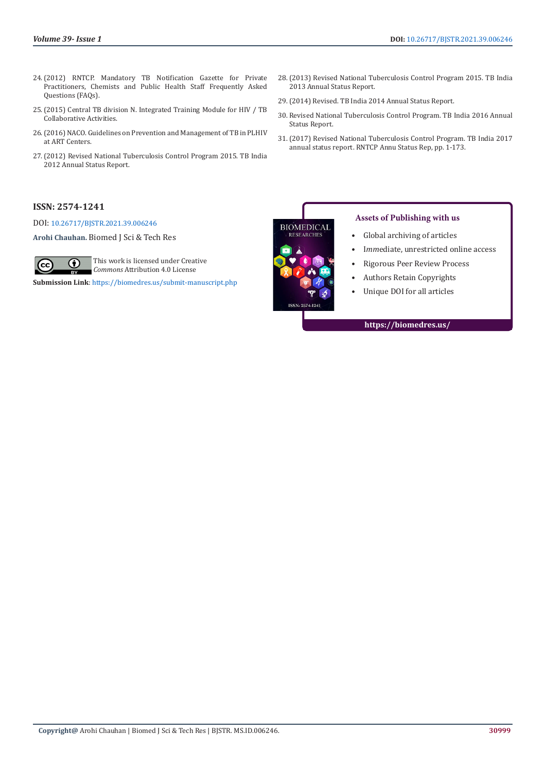24. (2012) RNTCP. Mandatory TB Notification Gazette for Private Practitioners, Chemists and Public Health Staff Frequently Asked Questions (FAQs).
25. (2015) Central TB division N. Integrated Training Module for HIV / TB Collaborative Activities.
26. (2016) NACO. Guidelines on Prevention and Management of TB in PLHIV at ART Centers.
27. (2012) Revised National Tuberculosis Control Program 2015. TB India 2012 Annual Status Report.
28. (2013) Revised National Tuberculosis Control Program 2015. TB India 2013 Annual Status Report.
29. (2014) Revised. TB India 2014 Annual Status Report.
30. Revised National Tuberculosis Control Program. TB India 2016 Annual Status Report.
31. (2017) Revised National Tuberculosis Control Program. TB India 2017 annual status report. RNTCP Annu Status Rep, pp. 1-173.

**ISSN: 2574-1241**

DOI: 10.26717/BJSTR.2021.39.006246

**Arohi Chauhan.** Biomed J Sci & Tech Res

This work is licensed under Creative *Commons* Attribution 4.0 License

**Submission Link**: https://biomedres.us/submit-manuscript.php

**Assets of Publishing with us**

- Global archiving of articles
- Immediate, unrestricted online access
- Rigorous Peer Review Process
- Authors Retain Copyrights
- Unique DOI for all articles

**https://biomedres.us/**